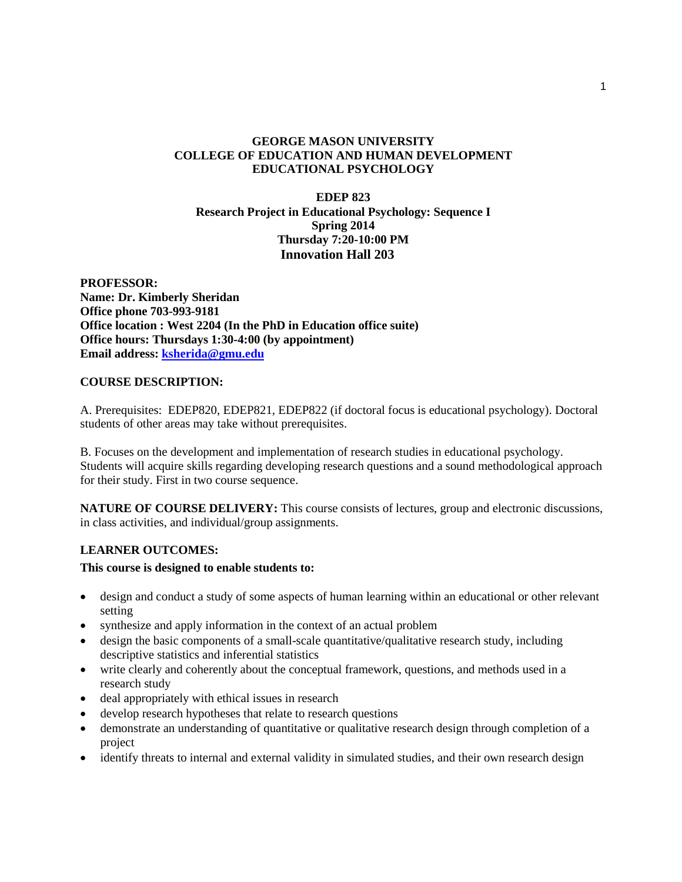**GEORGE MASON UNIVERSITY**
**COLLEGE OF EDUCATION AND HUMAN DEVELOPMENT**
**EDUCATIONAL PSYCHOLOGY**

**EDEP 823**
**Research Project in Educational Psychology: Sequence I**
**Spring 2014**
**Thursday 7:20-10:00 PM**
**Innovation Hall 203**

**PROFESSOR:**
**Name: Dr. Kimberly Sheridan**
**Office phone 703-993-9181**
**Office location : West 2204 (In the PhD in Education office suite)**
**Office hours: Thursdays 1:30-4:00 (by appointment)**
**Email address: ksherida@gmu.edu**

**COURSE DESCRIPTION:**

A. Prerequisites: EDEP820, EDEP821, EDEP822 (if doctoral focus is educational psychology). Doctoral students of other areas may take without prerequisites.

B. Focuses on the development and implementation of research studies in educational psychology. Students will acquire skills regarding developing research questions and a sound methodological approach for their study. First in two course sequence.

**NATURE OF COURSE DELIVERY:** This course consists of lectures, group and electronic discussions, in class activities, and individual/group assignments.

**LEARNER OUTCOMES:**

**This course is designed to enable students to:**

- design and conduct a study of some aspects of human learning within an educational or other relevant setting
- synthesize and apply information in the context of an actual problem
- design the basic components of a small-scale quantitative/qualitative research study, including descriptive statistics and inferential statistics
- write clearly and coherently about the conceptual framework, questions, and methods used in a research study
- deal appropriately with ethical issues in research
- develop research hypotheses that relate to research questions
- demonstrate an understanding of quantitative or qualitative research design through completion of a project
- identify threats to internal and external validity in simulated studies, and their own research design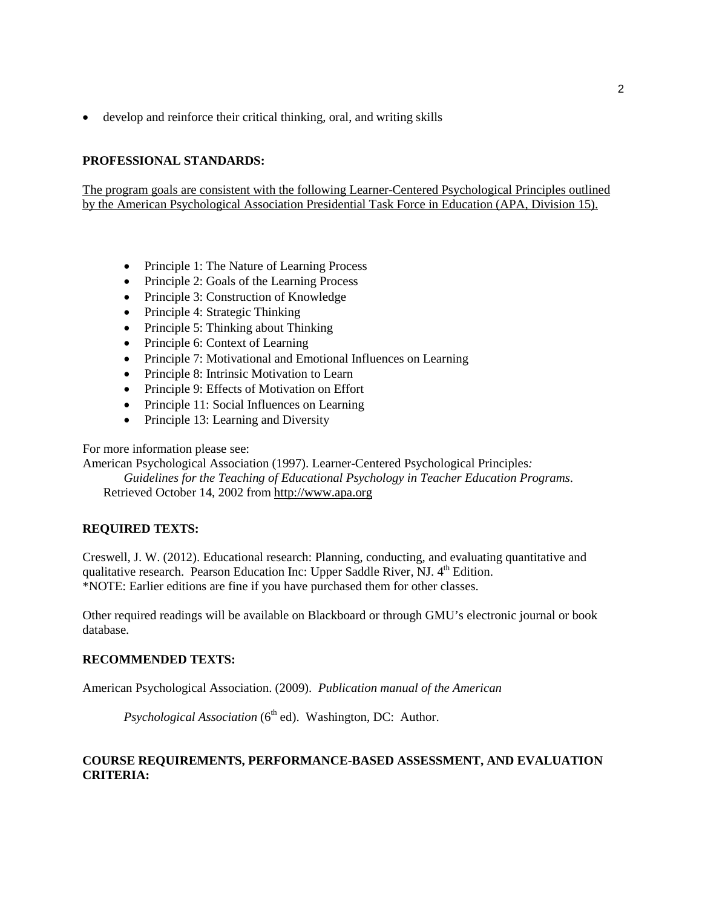- develop and reinforce their critical thinking, oral, and writing skills

**PROFESSIONAL STANDARDS:**

The program goals are consistent with the following Learner-Centered Psychological Principles outlined by the American Psychological Association Presidential Task Force in Education (APA, Division 15).

- Principle 1: The Nature of Learning Process
- Principle 2: Goals of the Learning Process
- Principle 3: Construction of Knowledge
- Principle 4: Strategic Thinking
- Principle 5: Thinking about Thinking
- Principle 6: Context of Learning
- Principle 7: Motivational and Emotional Influences on Learning
- Principle 8: Intrinsic Motivation to Learn
- Principle 9: Effects of Motivation on Effort
- Principle 11: Social Influences on Learning
- Principle 13: Learning and Diversity

For more information please see:
American Psychological Association (1997). Learner-Centered Psychological Principles*: Guidelines for the Teaching of Educational Psychology in Teacher Education Programs*. Retrieved October 14, 2002 from http://www.apa.org

**REQUIRED TEXTS:**

Creswell, J. W. (2012). Educational research: Planning, conducting, and evaluating quantitative and qualitative research. Pearson Education Inc: Upper Saddle River, NJ. 4th Edition.
*NOTE: Earlier editions are fine if you have purchased them for other classes.

Other required readings will be available on Blackboard or through GMU's electronic journal or book database.

**RECOMMENDED TEXTS:**

American Psychological Association. (2009). *Publication manual of the American Psychological Association* (6th ed). Washington, DC: Author.

**COURSE REQUIREMENTS, PERFORMANCE-BASED ASSESSMENT, AND EVALUATION CRITERIA:**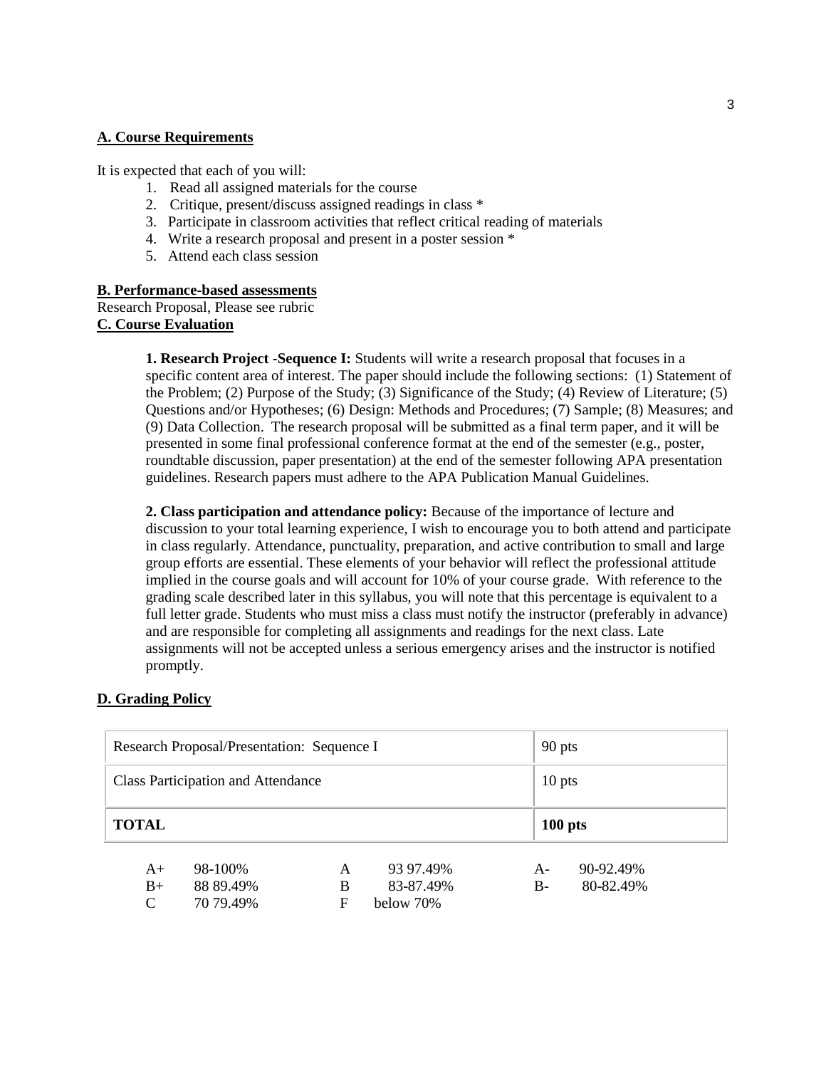## A. Course Requirements

It is expected that each of you will:

1. Read all assigned materials for the course
2. Critique, present/discuss assigned readings in class *
3. Participate in classroom activities that reflect critical reading of materials
4. Write a research proposal and present in a poster session *
5. Attend each class session

## B. Performance-based assessments

Research Proposal, Please see rubric

## C. Course Evaluation

**1. Research Project -Sequence I:** Students will write a research proposal that focuses in a specific content area of interest. The paper should include the following sections: (1) Statement of the Problem; (2) Purpose of the Study; (3) Significance of the Study; (4) Review of Literature; (5) Questions and/or Hypotheses; (6) Design: Methods and Procedures; (7) Sample; (8) Measures; and (9) Data Collection. The research proposal will be submitted as a final term paper, and it will be presented in some final professional conference format at the end of the semester (e.g., poster, roundtable discussion, paper presentation) at the end of the semester following APA presentation guidelines. Research papers must adhere to the APA Publication Manual Guidelines.

**2. Class participation and attendance policy:** Because of the importance of lecture and discussion to your total learning experience, I wish to encourage you to both attend and participate in class regularly. Attendance, punctuality, preparation, and active contribution to small and large group efforts are essential. These elements of your behavior will reflect the professional attitude implied in the course goals and will account for 10% of your course grade. With reference to the grading scale described later in this syllabus, you will note that this percentage is equivalent to a full letter grade. Students who must miss a class must notify the instructor (preferably in advance) and are responsible for completing all assignments and readings for the next class. Late assignments will not be accepted unless a serious emergency arises and the instructor is notified promptly.

## D. Grading Policy

| Research Proposal/Presentation: Sequence I | 90 pts |
|---|---|
| Class Participation and Attendance | 10 pts |
| **TOTAL** | **100 pts** |

| | | | | | |
|---|---|---|---|---|---|
| A+ | 98-100% | A | 93 97.49% | A- | 90-92.49% |
| B+ | 88 89.49% | B | 83-87.49% | B- | 80-82.49% |
| C | 70 79.49% | F | below 70% | | |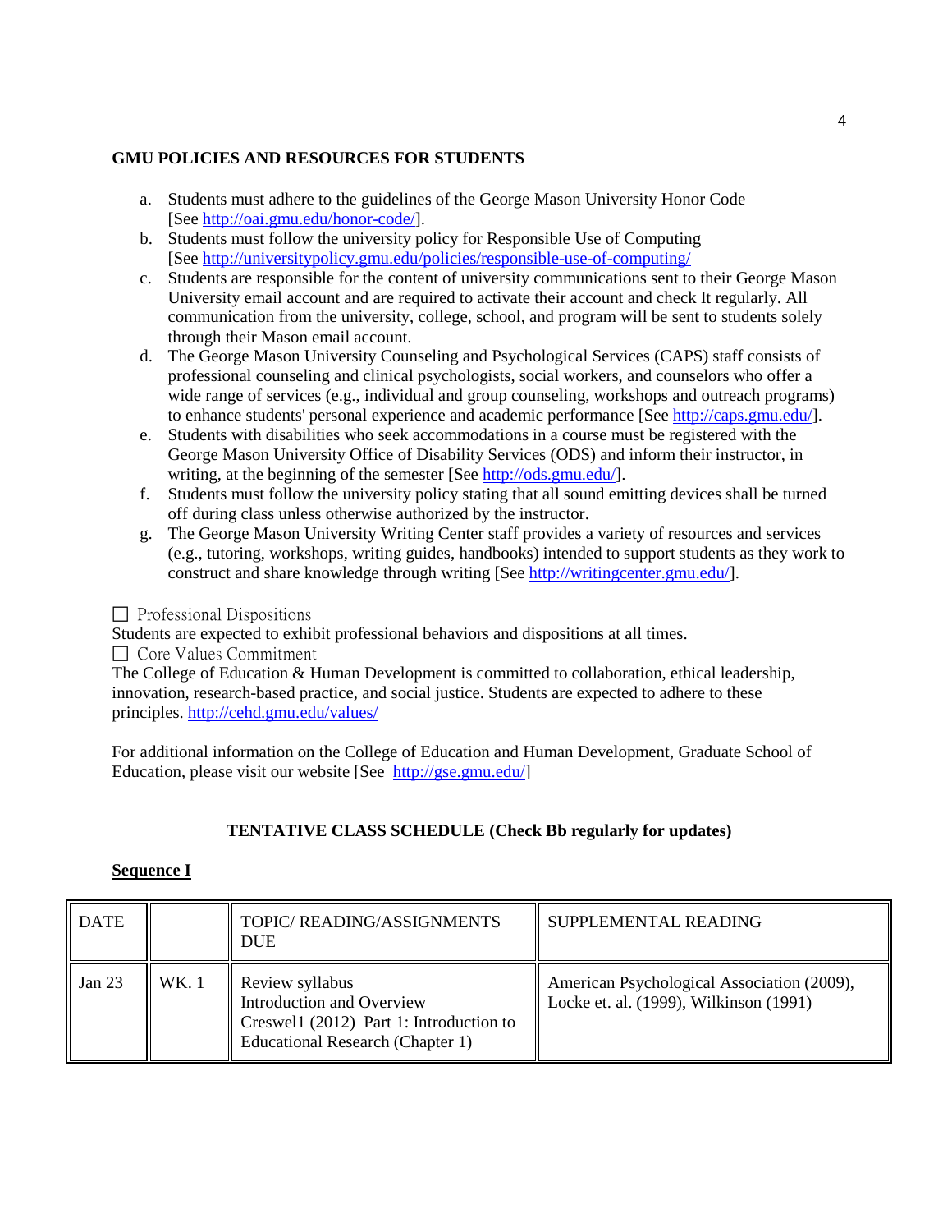**GMU POLICIES AND RESOURCES FOR STUDENTS**

a. Students must adhere to the guidelines of the George Mason University Honor Code [See http://oai.gmu.edu/honor-code/].
b. Students must follow the university policy for Responsible Use of Computing [See http://universitypolicy.gmu.edu/policies/responsible-use-of-computing/
c. Students are responsible for the content of university communications sent to their George Mason University email account and are required to activate their account and check It regularly. All communication from the university, college, school, and program will be sent to students solely through their Mason email account.
d. The George Mason University Counseling and Psychological Services (CAPS) staff consists of professional counseling and clinical psychologists, social workers, and counselors who offer a wide range of services (e.g., individual and group counseling, workshops and outreach programs) to enhance students' personal experience and academic performance [See http://caps.gmu.edu/].
e. Students with disabilities who seek accommodations in a course must be registered with the George Mason University Office of Disability Services (ODS) and inform their instructor, in writing, at the beginning of the semester [See http://ods.gmu.edu/].
f. Students must follow the university policy stating that all sound emitting devices shall be turned off during class unless otherwise authorized by the instructor.
g. The George Mason University Writing Center staff provides a variety of resources and services (e.g., tutoring, workshops, writing guides, handbooks) intended to support students as they work to construct and share knowledge through writing [See http://writingcenter.gmu.edu/].

☐ Professional Dispositions
Students are expected to exhibit professional behaviors and dispositions at all times.
☐ Core Values Commitment
The College of Education & Human Development is committed to collaboration, ethical leadership, innovation, research-based practice, and social justice. Students are expected to adhere to these principles. http://cehd.gmu.edu/values/

For additional information on the College of Education and Human Development, Graduate School of Education, please visit our website [See http://gse.gmu.edu/]

**TENTATIVE CLASS SCHEDULE (Check Bb regularly for updates)**

**Sequence I**

| DATE | | TOPIC/ READING/ASSIGNMENTS DUE | SUPPLEMENTAL READING |
|---|---|---|---|
| Jan 23 | WK. 1 | Review syllabus<br>Introduction and Overview<br>Creswel1 (2012) Part 1: Introduction to Educational Research (Chapter 1) | American Psychological Association (2009), Locke et. al. (1999), Wilkinson (1991) |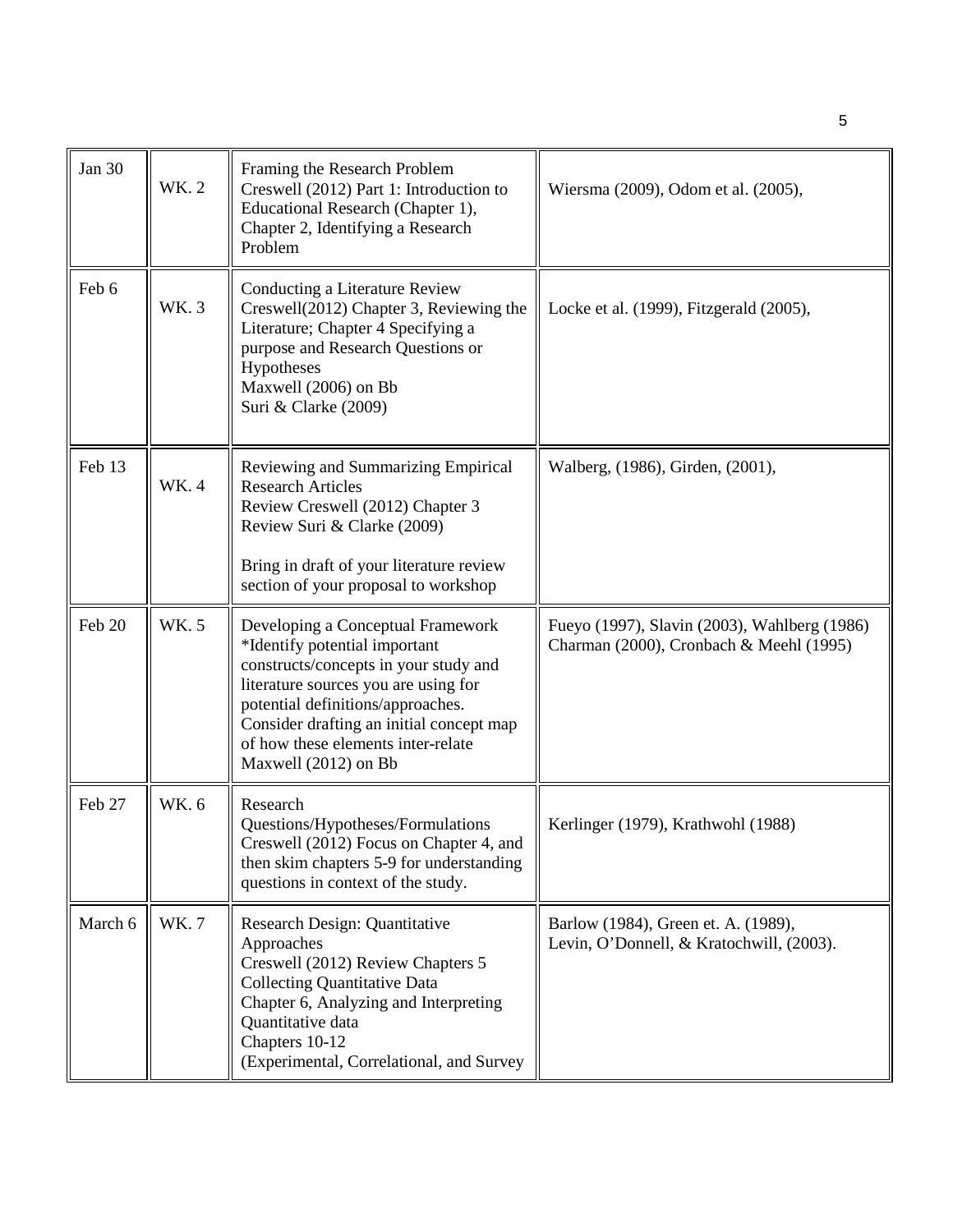| Jan 30 | WK. 2 | Framing the Research Problem<br>Creswell (2012) Part 1: Introduction to Educational Research (Chapter 1), Chapter 2, Identifying a Research Problem | Wiersma (2009), Odom et al. (2005), |
|---|---|---|---|
| Feb 6 | WK. 3 | Conducting a Literature Review<br>Creswell(2012) Chapter 3, Reviewing the Literature; Chapter 4 Specifying a purpose and Research Questions or Hypotheses<br>Maxwell (2006) on Bb<br>Suri & Clarke (2009) | Locke et al. (1999), Fitzgerald (2005), |
| Feb 13 | WK. 4 | Reviewing and Summarizing Empirical Research Articles<br>Review Creswell (2012) Chapter 3<br>Review Suri & Clarke (2009)<br><br>Bring in draft of your literature review section of your proposal to workshop | Walberg, (1986), Girden, (2001), |
| Feb 20 | WK. 5 | Developing a Conceptual Framework<br>*Identify potential important constructs/concepts in your study and literature sources you are using for potential definitions/approaches. Consider drafting an initial concept map of how these elements inter-relate<br>Maxwell (2012) on Bb | Fueyo (1997), Slavin (2003), Wahlberg (1986)<br>Charman (2000), Cronbach & Meehl (1995) |
| Feb 27 | WK. 6 | Research Questions/Hypotheses/Formulations<br>Creswell (2012) Focus on Chapter 4, and then skim chapters 5-9 for understanding questions in context of the study. | Kerlinger (1979), Krathwohl (1988) |
| March 6 | WK. 7 | Research Design: Quantitative Approaches<br>Creswell (2012) Review Chapters 5 Collecting Quantitative Data<br>Chapter 6, Analyzing and Interpreting Quantitative data<br>Chapters 10-12<br>(Experimental, Correlational, and Survey | Barlow (1984), Green et. A. (1989),<br>Levin, O'Donnell, & Kratochwill, (2003). |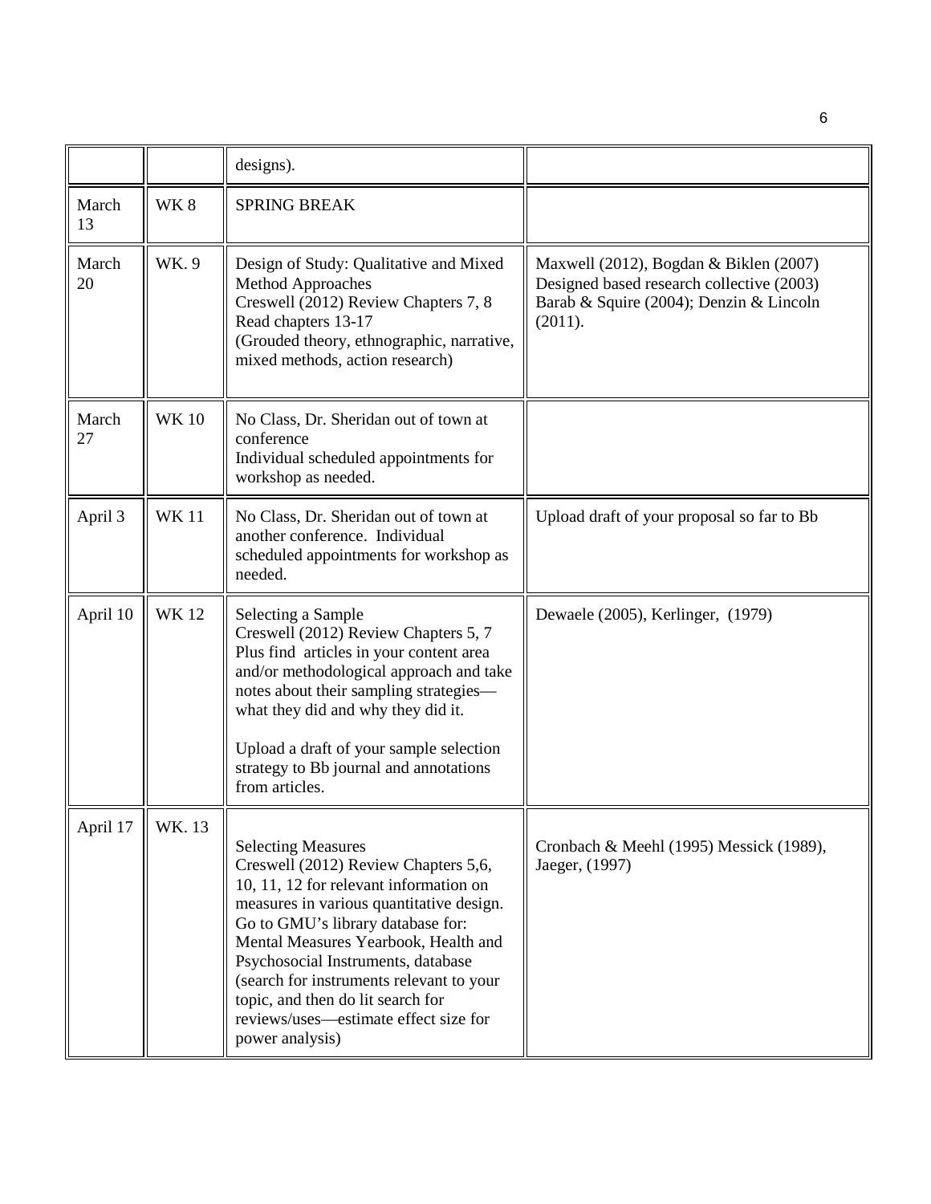| | | | |
|---|---|---|---|
| | | designs). | |
| March 13 | WK 8 | SPRING BREAK | |
| March 20 | WK. 9 | Design of Study: Qualitative and Mixed Method Approaches<br>Creswell (2012) Review Chapters 7, 8<br>Read chapters 13-17<br>(Grouded theory, ethnographic, narrative, mixed methods, action research) | Maxwell (2012), Bogdan & Biklen (2007)<br>Designed based research collective (2003)<br>Barab & Squire (2004); Denzin & Lincoln (2011). |
| March 27 | WK 10 | No Class, Dr. Sheridan out of town at conference<br>Individual scheduled appointments for workshop as needed. | |
| April 3 | WK 11 | No Class, Dr. Sheridan out of town at another conference. Individual scheduled appointments for workshop as needed. | Upload draft of your proposal so far to Bb |
| April 10 | WK 12 | Selecting a Sample<br>Creswell (2012) Review Chapters 5, 7<br>Plus find articles in your content area and/or methodological approach and take notes about their sampling strategies—what they did and why they did it.<br><br>Upload a draft of your sample selection strategy to Bb journal and annotations from articles. | Dewaele (2005), Kerlinger, (1979) |
| April 17 | WK. 13 | Selecting Measures<br>Creswell (2012) Review Chapters 5,6, 10, 11, 12 for relevant information on measures in various quantitative design.<br>Go to GMU's library database for: Mental Measures Yearbook, Health and Psychosocial Instruments, database (search for instruments relevant to your topic, and then do lit search for reviews/uses—estimate effect size for power analysis) | Cronbach & Meehl (1995) Messick (1989), Jaeger, (1997) |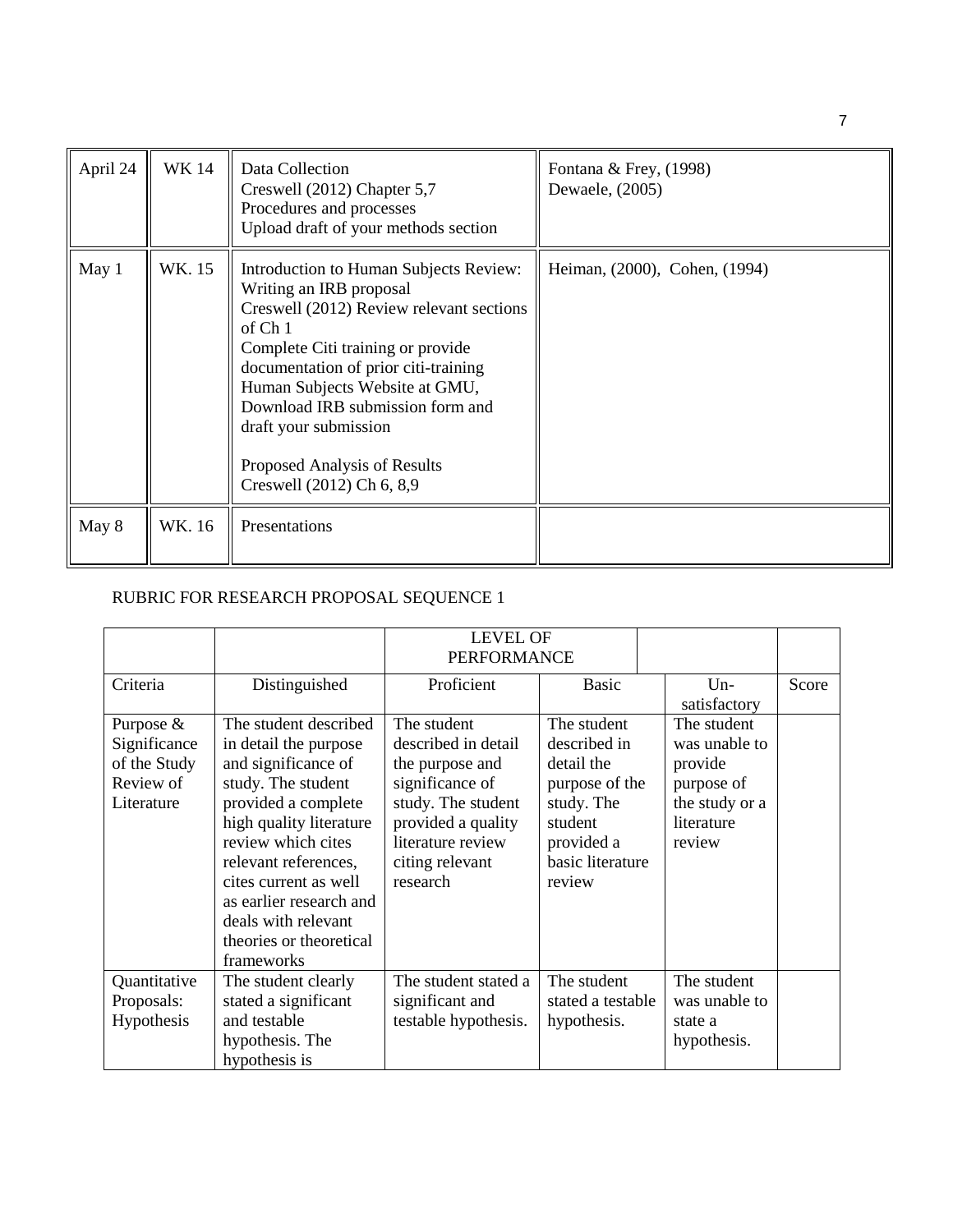| April 24 | WK 14 | Data Collection<br>Creswell (2012) Chapter 5,7<br>Procedures and processes<br>Upload draft of your methods section | Fontana & Frey, (1998)<br>Dewaele, (2005) |
|---|---|---|---|
| May 1 | WK. 15 | Introduction to Human Subjects Review: Writing an IRB proposal<br>Creswell (2012) Review relevant sections of Ch 1<br>Complete Citi training or provide documentation of prior citi-training<br>Human Subjects Website at GMU, Download IRB submission form and draft your submission<br><br>Proposed Analysis of Results<br>Creswell (2012) Ch 6, 8,9 | Heiman, (2000), Cohen, (1994) |
| May 8 | WK. 16 | Presentations | |

RUBRIC FOR RESEARCH PROPOSAL SEQUENCE 1

| | | LEVEL OF PERFORMANCE | | | |
|---|---|---|---|---|---|
| Criteria | Distinguished | Proficient | Basic | Un-satisfactory | Score |
| Purpose & Significance of the Study Review of Literature | The student described in detail the purpose and significance of study. The student provided a complete high quality literature review which cites relevant references, cites current as well as earlier research and deals with relevant theories or theoretical frameworks | The student described in detail the purpose and significance of study. The student provided a quality literature review citing relevant research | The student described in detail the purpose of the study. The student provided a basic literature review | The student was unable to provide purpose of the study or a literature review | |
| Quantitative Proposals: Hypothesis | The student clearly stated a significant and testable hypothesis. The hypothesis is | The student stated a significant and testable hypothesis. | The student stated a testable hypothesis. | The student was unable to state a hypothesis. | |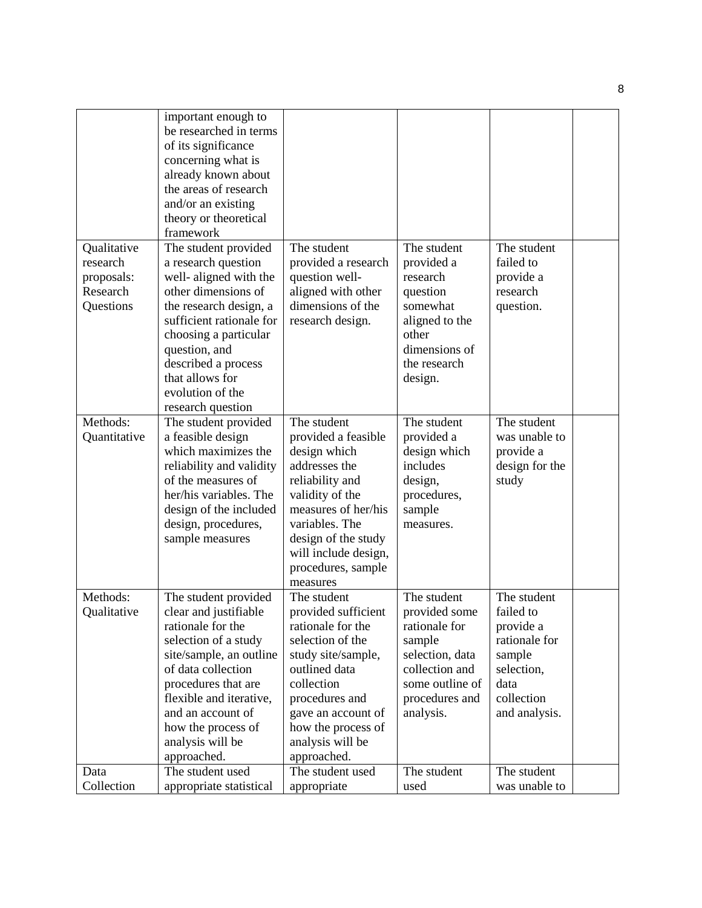| | | | | | |
|---|---|---|---|---|---|
| | important enough to be researched in terms of its significance concerning what is already known about the areas of research and/or an existing theory or theoretical framework | | | | |
| Qualitative research proposals: Research Questions | The student provided a research question well- aligned with the other dimensions of the research design, a sufficient rationale for choosing a particular question, and described a process that allows for evolution of the research question | The student provided a research question well-aligned with other dimensions of the research design. | The student provided a research question somewhat aligned to the other dimensions of the research design. | The student failed to provide a research question. | |
| Methods: Quantitative | The student provided a feasible design which maximizes the reliability and validity of the measures of her/his variables. The design of the included design, procedures, sample measures | The student provided a feasible design which addresses the reliability and validity of the measures of her/his variables. The design of the study will include design, procedures, sample measures | The student provided a design which includes design, procedures, sample measures. | The student was unable to provide a design for the study | |
| Methods: Qualitative | The student provided clear and justifiable rationale for the selection of a study site/sample, an outline of data collection procedures that are flexible and iterative, and an account of how the process of analysis will be approached. | The student provided sufficient rationale for the selection of the study site/sample, outlined data collection procedures and gave an account of how the process of analysis will be approached. | The student provided some rationale for sample selection, data collection and some outline of procedures and analysis. | The student failed to provide a rationale for sample selection, data collection and analysis. | |
| Data Collection | The student used appropriate statistical | The student used appropriate | The student used | The student was unable to | |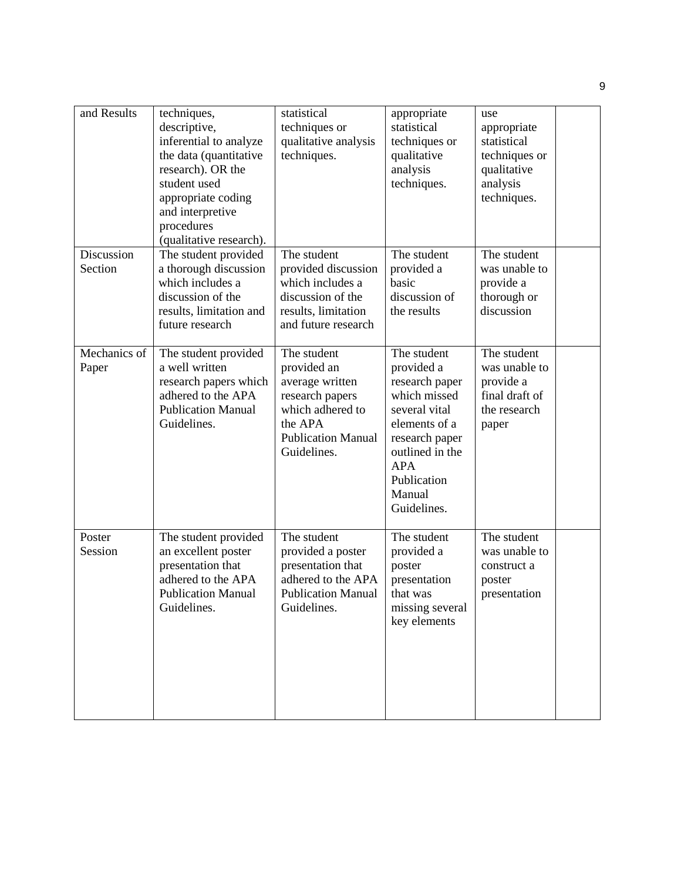| and Results | techniques, descriptive, inferential to analyze the data (quantitative research). OR the student used appropriate coding and interpretive procedures (qualitative research). | statistical techniques or qualitative analysis techniques. | appropriate statistical techniques or qualitative analysis techniques. | use appropriate statistical techniques or qualitative analysis techniques. | |
|---|---|---|---|---|---|
| Discussion Section | The student provided a thorough discussion which includes a discussion of the results, limitation and future research | The student provided discussion which includes a discussion of the results, limitation and future research | The student provided a basic discussion of the results | The student was unable to provide a thorough or discussion | |
| Mechanics of Paper | The student provided a well written research papers which adhered to the APA Publication Manual Guidelines. | The student provided an average written research papers which adhered to the APA Publication Manual Guidelines. | The student provided a research paper which missed several vital elements of a research paper outlined in the APA Publication Manual Guidelines. | The student was unable to provide a final draft of the research paper | |
| Poster Session | The student provided an excellent poster presentation that adhered to the APA Publication Manual Guidelines. | The student provided a poster presentation that adhered to the APA Publication Manual Guidelines. | The student provided a poster presentation that was missing several key elements | The student was unable to construct a poster presentation | |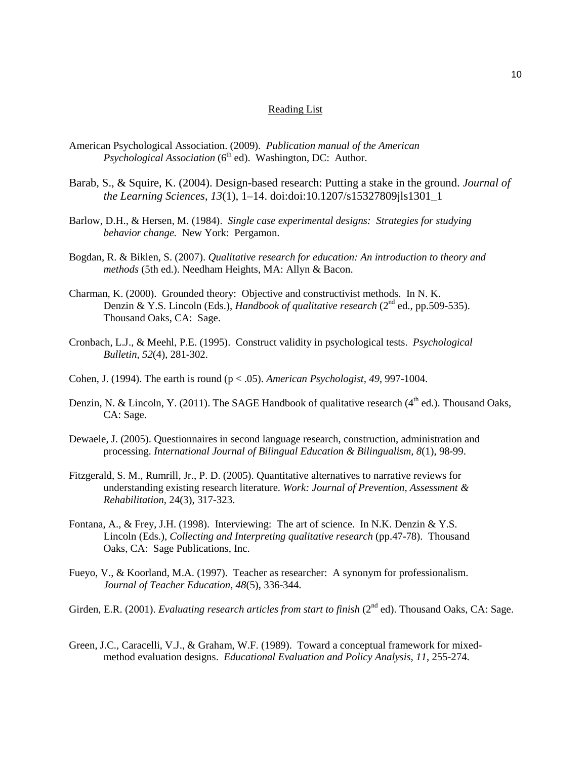## Reading List

American Psychological Association. (2009). *Publication manual of the American Psychological Association* (6th ed). Washington, DC: Author.

Barab, S., & Squire, K. (2004). Design-based research: Putting a stake in the ground. *Journal of the Learning Sciences*, *13*(1), 1–14. doi:doi:10.1207/s15327809jls1301_1

Barlow, D.H., & Hersen, M. (1984). *Single case experimental designs: Strategies for studying behavior change.* New York: Pergamon.

Bogdan, R. & Biklen, S. (2007). *Qualitative research for education: An introduction to theory and methods* (5th ed.). Needham Heights, MA: Allyn & Bacon.

Charman, K. (2000). Grounded theory: Objective and constructivist methods. In N. K. Denzin & Y.S. Lincoln (Eds.), *Handbook of qualitative research* (2nd ed., pp.509-535). Thousand Oaks, CA: Sage.

Cronbach, L.J., & Meehl, P.E. (1995). Construct validity in psychological tests. *Psychological Bulletin, 52*(4), 281-302.

Cohen, J. (1994). The earth is round ($p < .05$). *American Psychologist*, *49*, 997-1004.

Denzin, N. & Lincoln, Y. (2011). The SAGE Handbook of qualitative research (4th ed.). Thousand Oaks, CA: Sage.

Dewaele, J. (2005). Questionnaires in second language research, construction, administration and processing. *International Journal of Bilingual Education & Bilingualism, 8*(1), 98-99.

Fitzgerald, S. M., Rumrill, Jr., P. D. (2005). Quantitative alternatives to narrative reviews for understanding existing research literature. *Work: Journal of Prevention, Assessment & Rehabilitation*, 24(3), 317-323.

Fontana, A., & Frey, J.H. (1998). Interviewing: The art of science. In N.K. Denzin & Y.S. Lincoln (Eds.), *Collecting and Interpreting qualitative research* (pp.47-78). Thousand Oaks, CA: Sage Publications, Inc.

Fueyo, V., & Koorland, M.A. (1997). Teacher as researcher: A synonym for professionalism. *Journal of Teacher Education, 48*(5), 336-344.

Girden, E.R. (2001). *Evaluating research articles from start to finish* (2nd ed). Thousand Oaks, CA: Sage.

Green, J.C., Caracelli, V.J., & Graham, W.F. (1989). Toward a conceptual framework for mixed-method evaluation designs. *Educational Evaluation and Policy Analysis, 11*, 255-274.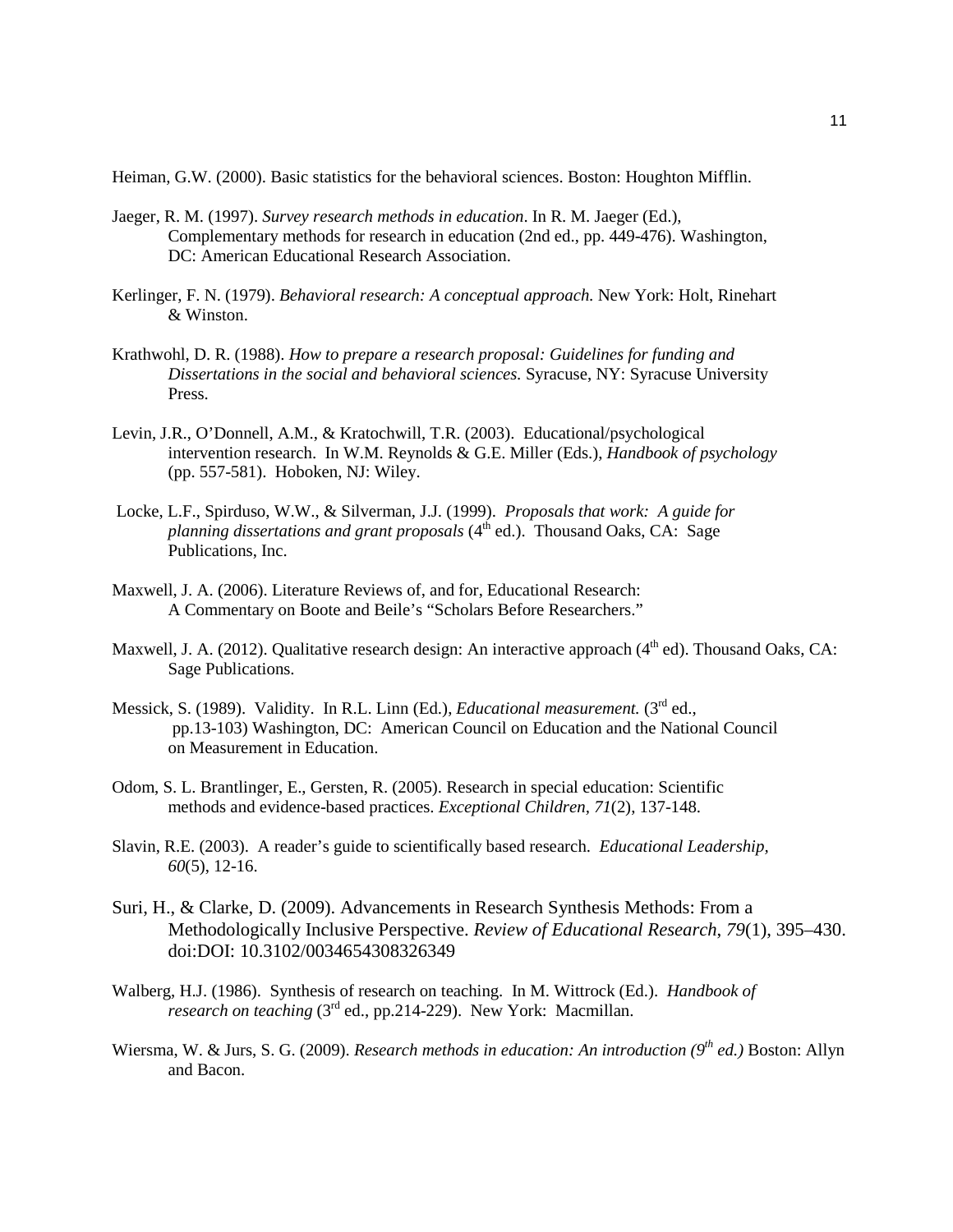Heiman, G.W. (2000). Basic statistics for the behavioral sciences. Boston: Houghton Mifflin.

Jaeger, R. M. (1997). *Survey research methods in education*. In R. M. Jaeger (Ed.), Complementary methods for research in education (2nd ed., pp. 449-476). Washington, DC: American Educational Research Association.

Kerlinger, F. N. (1979). *Behavioral research: A conceptual approach.* New York: Holt, Rinehart & Winston.

Krathwohl, D. R. (1988). *How to prepare a research proposal: Guidelines for funding and Dissertations in the social and behavioral sciences.* Syracuse, NY: Syracuse University Press.

Levin, J.R., O'Donnell, A.M., & Kratochwill, T.R. (2003). Educational/psychological intervention research. In W.M. Reynolds & G.E. Miller (Eds.), *Handbook of psychology* (pp. 557-581). Hoboken, NJ: Wiley.

Locke, L.F., Spirduso, W.W., & Silverman, J.J. (1999). *Proposals that work: A guide for planning dissertations and grant proposals* (4th ed.). Thousand Oaks, CA: Sage Publications, Inc.

Maxwell, J. A. (2006). Literature Reviews of, and for, Educational Research: A Commentary on Boote and Beile's "Scholars Before Researchers."

Maxwell, J. A. (2012). Qualitative research design: An interactive approach (4th ed). Thousand Oaks, CA: Sage Publications.

Messick, S. (1989). Validity. In R.L. Linn (Ed.), *Educational measurement.* (3rd ed., pp.13-103) Washington, DC: American Council on Education and the National Council on Measurement in Education.

Odom, S. L. Brantlinger, E., Gersten, R. (2005). Research in special education: Scientific methods and evidence-based practices. *Exceptional Children, 71*(2), 137-148.

Slavin, R.E. (2003). A reader's guide to scientifically based research. *Educational Leadership, 60*(5), 12-16.

Suri, H., & Clarke, D. (2009). Advancements in Research Synthesis Methods: From a Methodologically Inclusive Perspective. *Review of Educational Research*, *79*(1), 395–430. doi:DOI: 10.3102/0034654308326349

Walberg, H.J. (1986). Synthesis of research on teaching. In M. Wittrock (Ed.). *Handbook of research on teaching* (3rd ed., pp.214-229). New York: Macmillan.

Wiersma, W. & Jurs, S. G. (2009). *Research methods in education: An introduction (9th ed.)* Boston: Allyn and Bacon.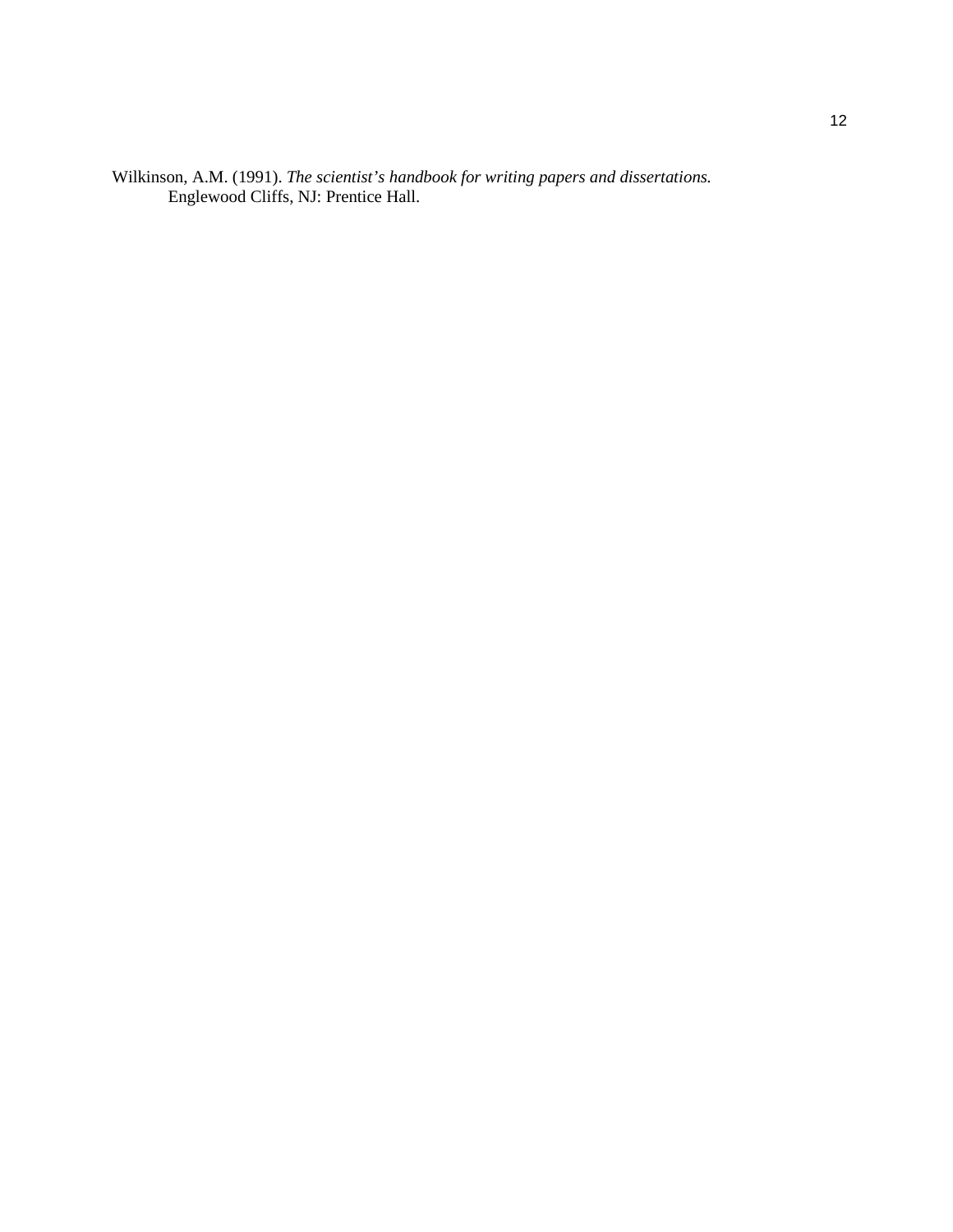Wilkinson, A.M. (1991). *The scientist's handbook for writing papers and dissertations.* Englewood Cliffs, NJ: Prentice Hall.